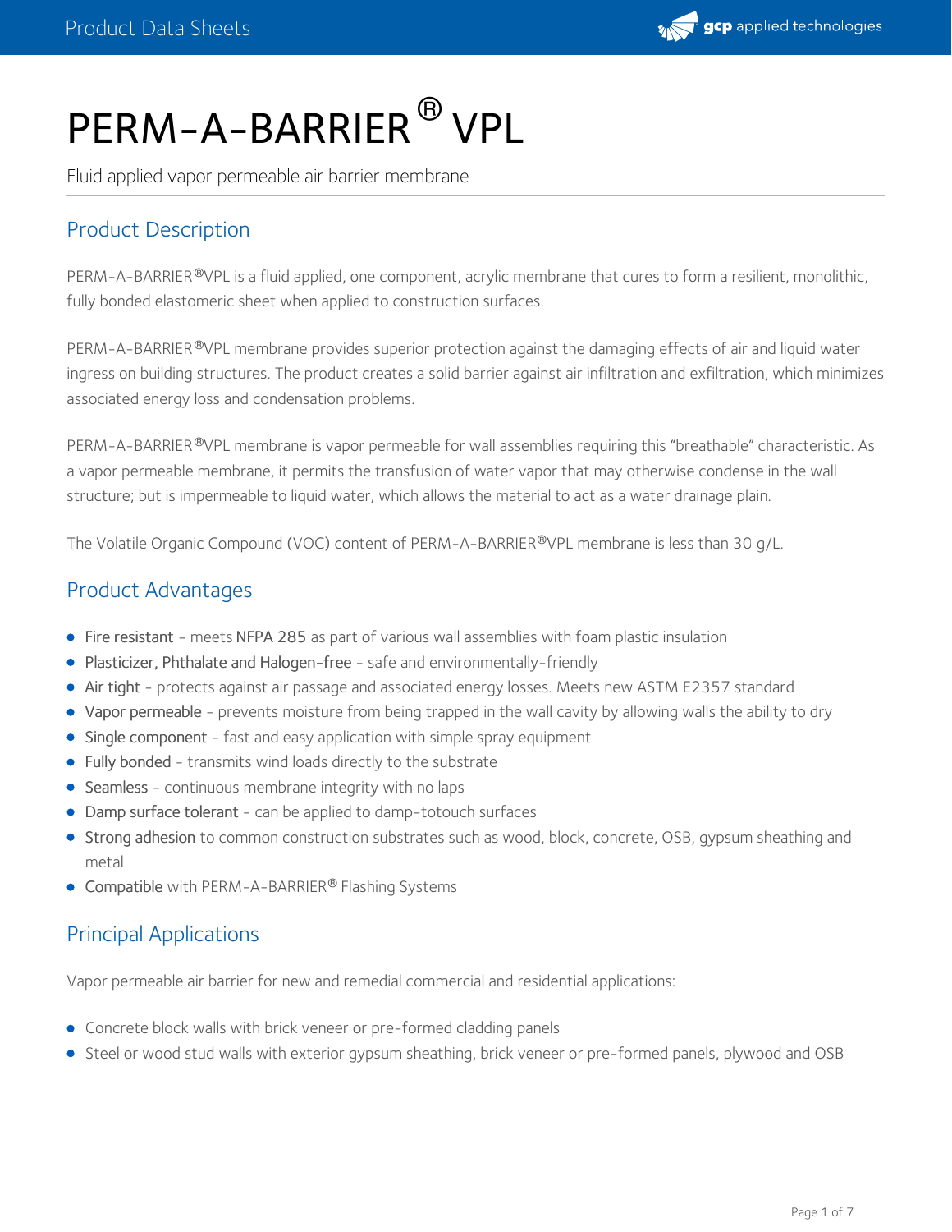# PERM-A-BARRIER® VPL

Fluid applied vapor permeable air barrier membrane

## Product Description

PERM-A-BARRIER®VPL is a fluid applied, one component, acrylic membrane that cures to form a resilient, monolithic, fully bonded elastomeric sheet when applied to construction surfaces.

PERM-A-BARRIER®VPL membrane provides superior protection against the damaging effects of air and liquid water ingress on building structures. The product creates a solid barrier against air infiltration and exfiltration, which minimizes associated energy loss and condensation problems.

PERM-A-BARRIER®VPL membrane is vapor permeable for wall assemblies requiring this "breathable" characteristic. As a vapor permeable membrane, it permits the transfusion of water vapor that may otherwise condense in the wall structure; but is impermeable to liquid water, which allows the material to act as a water drainage plain.

The Volatile Organic Compound (VOC) content of PERM-A-BARRIER®VPL membrane is less than 30 g/L.

## Product Advantages

- Fire resistant - meets NFPA 285 as part of various wall assemblies with foam plastic insulation
- Plasticizer, Phthalate and Halogen-free - safe and environmentally-friendly
- Air tight - protects against air passage and associated energy losses. Meets new ASTM E2357 standard
- Vapor permeable - prevents moisture from being trapped in the wall cavity by allowing walls the ability to dry
- Single component - fast and easy application with simple spray equipment
- Fully bonded - transmits wind loads directly to the substrate
- Seamless - continuous membrane integrity with no laps
- Damp surface tolerant - can be applied to damp-totouch surfaces
- Strong adhesion to common construction substrates such as wood, block, concrete, OSB, gypsum sheathing and metal
- Compatible with PERM-A-BARRIER® Flashing Systems

## Principal Applications

Vapor permeable air barrier for new and remedial commercial and residential applications:

- Concrete block walls with brick veneer or pre-formed cladding panels
- Steel or wood stud walls with exterior gypsum sheathing, brick veneer or pre-formed panels, plywood and OSB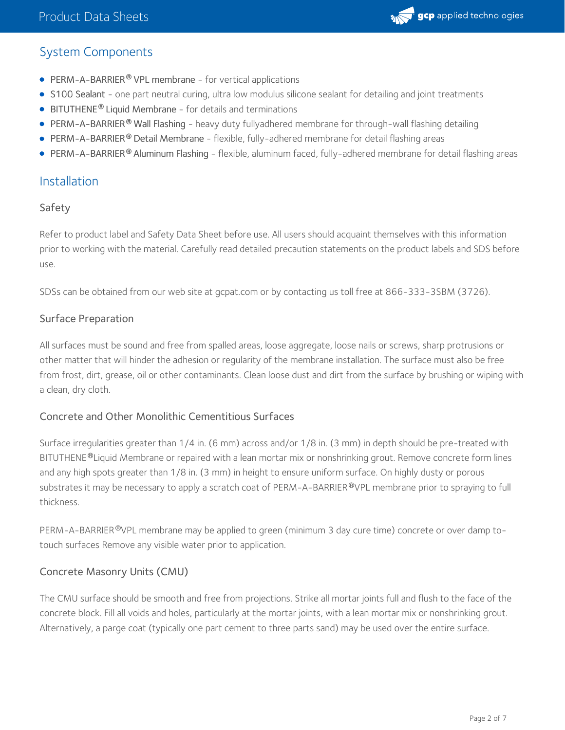## System Components

- **PERM-A-BARRIER® VPL membrane** - for vertical applications
- **S100 Sealant** - one part neutral curing, ultra low modulus silicone sealant for detailing and joint treatments
- **BITUTHENE® Liquid Membrane** - for details and terminations
- **PERM-A-BARRIER® Wall Flashing** - heavy duty fullyadhered membrane for through-wall flashing detailing
- **PERM-A-BARRIER® Detail Membrane** - flexible, fully-adhered membrane for detail flashing areas
- **PERM-A-BARRIER® Aluminum Flashing** - flexible, aluminum faced, fully-adhered membrane for detail flashing areas

## Installation

### Safety

Refer to product label and Safety Data Sheet before use. All users should acquaint themselves with this information prior to working with the material. Carefully read detailed precaution statements on the product labels and SDS before use.

SDSs can be obtained from our web site at gcpat.com or by contacting us toll free at 866-333-3SBM (3726).

### Surface Preparation

All surfaces must be sound and free from spalled areas, loose aggregate, loose nails or screws, sharp protrusions or other matter that will hinder the adhesion or regularity of the membrane installation. The surface must also be free from frost, dirt, grease, oil or other contaminants. Clean loose dust and dirt from the surface by brushing or wiping with a clean, dry cloth.

### Concrete and Other Monolithic Cementitious Surfaces

Surface irregularities greater than 1/4 in. (6 mm) across and/or 1/8 in. (3 mm) in depth should be pre-treated with BITUTHENE®Liquid Membrane or repaired with a lean mortar mix or nonshrinking grout. Remove concrete form lines and any high spots greater than 1/8 in. (3 mm) in height to ensure uniform surface. On highly dusty or porous substrates it may be necessary to apply a scratch coat of PERM-A-BARRIER®VPL membrane prior to spraying to full thickness.

PERM-A-BARRIER®VPL membrane may be applied to green (minimum 3 day cure time) concrete or over damp to-touch surfaces Remove any visible water prior to application.

### Concrete Masonry Units (CMU)

The CMU surface should be smooth and free from projections. Strike all mortar joints full and flush to the face of the concrete block. Fill all voids and holes, particularly at the mortar joints, with a lean mortar mix or nonshrinking grout. Alternatively, a parge coat (typically one part cement to three parts sand) may be used over the entire surface.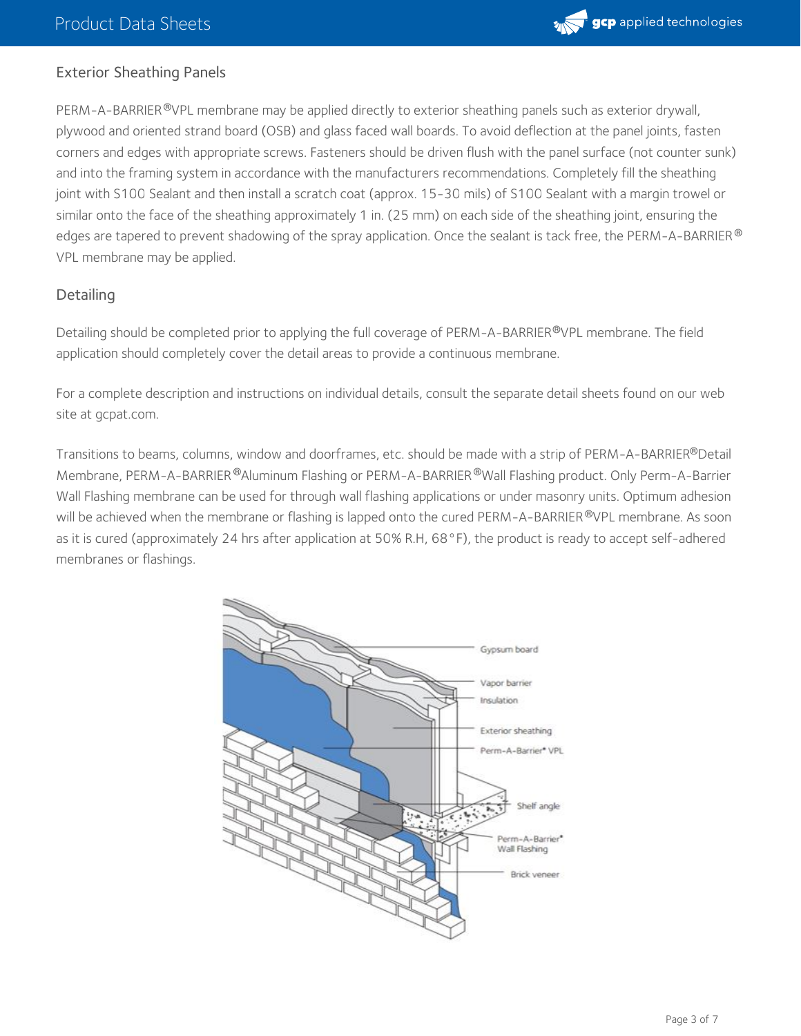## Exterior Sheathing Panels

PERM-A-BARRIER®VPL membrane may be applied directly to exterior sheathing panels such as exterior drywall, plywood and oriented strand board (OSB) and glass faced wall boards. To avoid deflection at the panel joints, fasten corners and edges with appropriate screws. Fasteners should be driven flush with the panel surface (not counter sunk) and into the framing system in accordance with the manufacturers recommendations. Completely fill the sheathing joint with S100 Sealant and then install a scratch coat (approx. 15-30 mils) of S100 Sealant with a margin trowel or similar onto the face of the sheathing approximately 1 in. (25 mm) on each side of the sheathing joint, ensuring the edges are tapered to prevent shadowing of the spray application. Once the sealant is tack free, the PERM-A-BARRIER® VPL membrane may be applied.

## Detailing

Detailing should be completed prior to applying the full coverage of PERM-A-BARRIER®VPL membrane. The field application should completely cover the detail areas to provide a continuous membrane.

For a complete description and instructions on individual details, consult the separate detail sheets found on our web site at gcpat.com.

Transitions to beams, columns, window and doorframes, etc. should be made with a strip of PERM-A-BARRIER®Detail Membrane, PERM-A-BARRIER®Aluminum Flashing or PERM-A-BARRIER®Wall Flashing product. Only Perm-A-Barrier Wall Flashing membrane can be used for through wall flashing applications or under masonry units. Optimum adhesion will be achieved when the membrane or flashing is lapped onto the cured PERM-A-BARRIER®VPL membrane. As soon as it is cured (approximately 24 hrs after application at 50% R.H, 68°F), the product is ready to accept self-adhered membranes or flashings.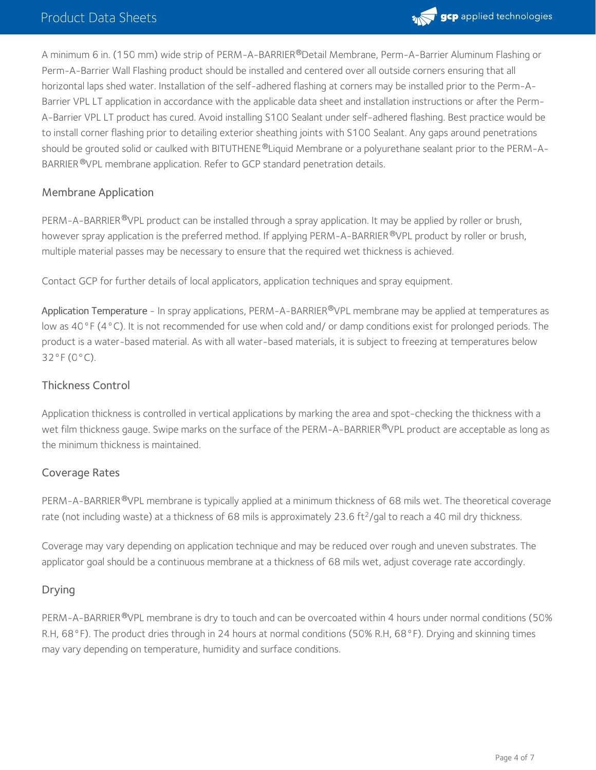A minimum 6 in. (150 mm) wide strip of PERM-A-BARRIER® Detail Membrane, Perm-A-Barrier Aluminum Flashing or Perm-A-Barrier Wall Flashing product should be installed and centered over all outside corners ensuring that all horizontal laps shed water. Installation of the self-adhered flashing at corners may be installed prior to the Perm-A-Barrier VPL LT application in accordance with the applicable data sheet and installation instructions or after the Perm-A-Barrier VPL LT product has cured. Avoid installing S100 Sealant under self-adhered flashing. Best practice would be to install corner flashing prior to detailing exterior sheathing joints with S100 Sealant. Any gaps around penetrations should be grouted solid or caulked with BITUTHENE® Liquid Membrane or a polyurethane sealant prior to the PERM-A-BARRIER® VPL membrane application. Refer to GCP standard penetration details.

## Membrane Application

PERM-A-BARRIER® VPL product can be installed through a spray application. It may be applied by roller or brush, however spray application is the preferred method. If applying PERM-A-BARRIER® VPL product by roller or brush, multiple material passes may be necessary to ensure that the required wet thickness is achieved.

Contact GCP for further details of local applicators, application techniques and spray equipment.

Application Temperature - In spray applications, PERM-A-BARRIER® VPL membrane may be applied at temperatures as low as 40°F (4°C). It is not recommended for use when cold and/ or damp conditions exist for prolonged periods. The product is a water-based material. As with all water-based materials, it is subject to freezing at temperatures below 32°F (0°C).

## Thickness Control

Application thickness is controlled in vertical applications by marking the area and spot-checking the thickness with a wet film thickness gauge. Swipe marks on the surface of the PERM-A-BARRIER® VPL product are acceptable as long as the minimum thickness is maintained.

## Coverage Rates

PERM-A-BARRIER® VPL membrane is typically applied at a minimum thickness of 68 mils wet. The theoretical coverage rate (not including waste) at a thickness of 68 mils is approximately 23.6 $ft^2$/gal to reach a 40 mil dry thickness.

Coverage may vary depending on application technique and may be reduced over rough and uneven substrates. The applicator goal should be a continuous membrane at a thickness of 68 mils wet, adjust coverage rate accordingly.

## Drying

PERM-A-BARRIER® VPL membrane is dry to touch and can be overcoated within 4 hours under normal conditions (50% R.H, 68°F). The product dries through in 24 hours at normal conditions (50% R.H, 68°F). Drying and skinning times may vary depending on temperature, humidity and surface conditions.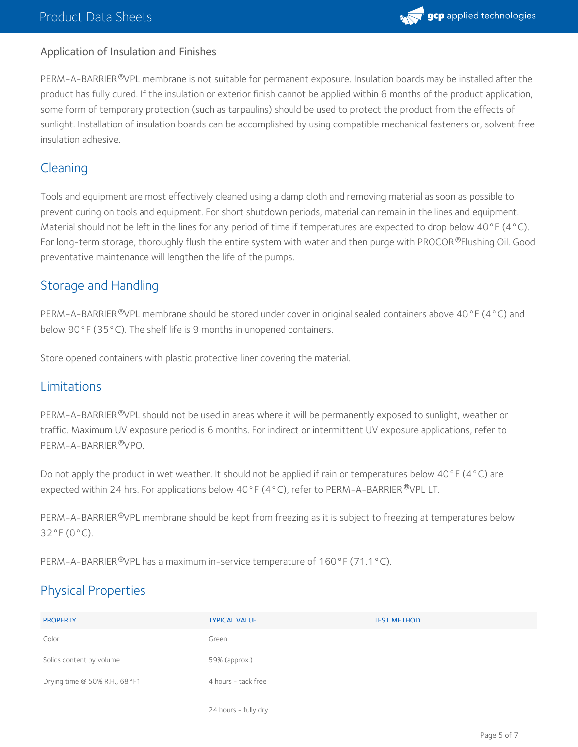Application of Insulation and Finishes

PERM-A-BARRIER®VPL membrane is not suitable for permanent exposure. Insulation boards may be installed after the product has fully cured. If the insulation or exterior finish cannot be applied within 6 months of the product application, some form of temporary protection (such as tarpaulins) should be used to protect the product from the effects of sunlight. Installation of insulation boards can be accomplished by using compatible mechanical fasteners or, solvent free insulation adhesive.

## Cleaning

Tools and equipment are most effectively cleaned using a damp cloth and removing material as soon as possible to prevent curing on tools and equipment. For short shutdown periods, material can remain in the lines and equipment. Material should not be left in the lines for any period of time if temperatures are expected to drop below 40°F (4°C). For long-term storage, thoroughly flush the entire system with water and then purge with PROCOR®Flushing Oil. Good preventative maintenance will lengthen the life of the pumps.

## Storage and Handling

PERM-A-BARRIER®VPL membrane should be stored under cover in original sealed containers above 40°F (4°C) and below 90°F (35°C). The shelf life is 9 months in unopened containers.

Store opened containers with plastic protective liner covering the material.

## Limitations

PERM-A-BARRIER®VPL should not be used in areas where it will be permanently exposed to sunlight, weather or traffic. Maximum UV exposure period is 6 months. For indirect or intermittent UV exposure applications, refer to PERM-A-BARRIER®VPO.

Do not apply the product in wet weather. It should not be applied if rain or temperatures below 40°F (4°C) are expected within 24 hrs. For applications below 40°F (4°C), refer to PERM-A-BARRIER®VPL LT.

PERM-A-BARRIER®VPL membrane should be kept from freezing as it is subject to freezing at temperatures below 32°F (0°C).

PERM-A-BARRIER®VPL has a maximum in-service temperature of 160°F (71.1°C).

## Physical Properties

| PROPERTY | TYPICAL VALUE | TEST METHOD |
|---|---|---|
| Color | Green | |
| Solids content by volume | 59% (approx.) | |
| Drying time @ 50% R.H., 68°F[1] | 4 hours - tack free<br>24 hours - fully dry | |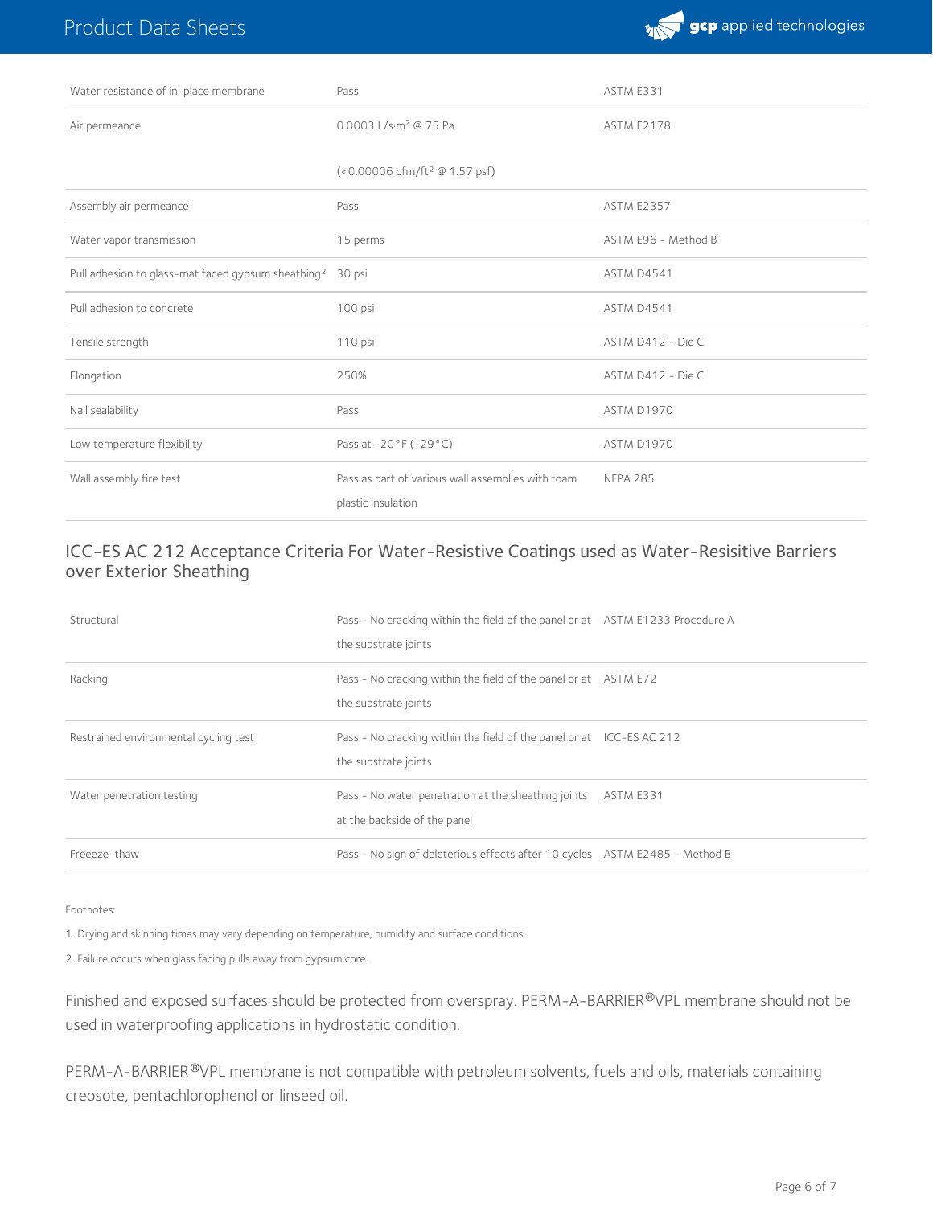| | | |
|---|---|---|
| Water resistance of in-place membrane | Pass | ASTM E331 |
| Air permeance | 0.0003 L/s·m$^2$ @ 75 Pa<br><br>(<0.00006 cfm/ft$^2$ @ 1.57 psf) | ASTM E2178 |
| Assembly air permeance | Pass | ASTM E2357 |
| Water vapor transmission | 15 perms | ASTM E96 - Method B |
| Pull adhesion to glass-mat faced gypsum sheathing[2] | 30 psi | ASTM D4541 |
| Pull adhesion to concrete | 100 psi | ASTM D4541 |
| Tensile strength | 110 psi | ASTM D412 - Die C |
| Elongation | 250% | ASTM D412 - Die C |
| Nail sealability | Pass | ASTM D1970 |
| Low temperature flexibility | Pass at -20°F (-29°C) | ASTM D1970 |
| Wall assembly fire test | Pass as part of various wall assemblies with foam plastic insulation | NFPA 285 |

## ICC-ES AC 212 Acceptance Criteria For Water-Resistive Coatings used as Water-Resisitive Barriers over Exterior Sheathing

| | | |
|---|---|---|
| Structural | Pass - No cracking within the field of the panel or at the substrate joints | ASTM E1233 Procedure A |
| Racking | Pass - No cracking within the field of the panel or at the substrate joints | ASTM E72 |
| Restrained environmental cycling test | Pass - No cracking within the field of the panel or at the substrate joints | ICC-ES AC 212 |
| Water penetration testing | Pass - No water penetration at the sheathing joints at the backside of the panel | ASTM E331 |
| Freeeze-thaw | Pass - No sign of deleterious effects after 10 cycles | ASTM E2485 - Method B |

Footnotes:

1. Drying and skinning times may vary depending on temperature, humidity and surface conditions.

2. Failure occurs when glass facing pulls away from gypsum core.

Finished and exposed surfaces should be protected from overspray. PERM-A-BARRIER®VPL membrane should not be used in waterproofing applications in hydrostatic condition.

PERM-A-BARRIER®VPL membrane is not compatible with petroleum solvents, fuels and oils, materials containing creosote, pentachlorophenol or linseed oil.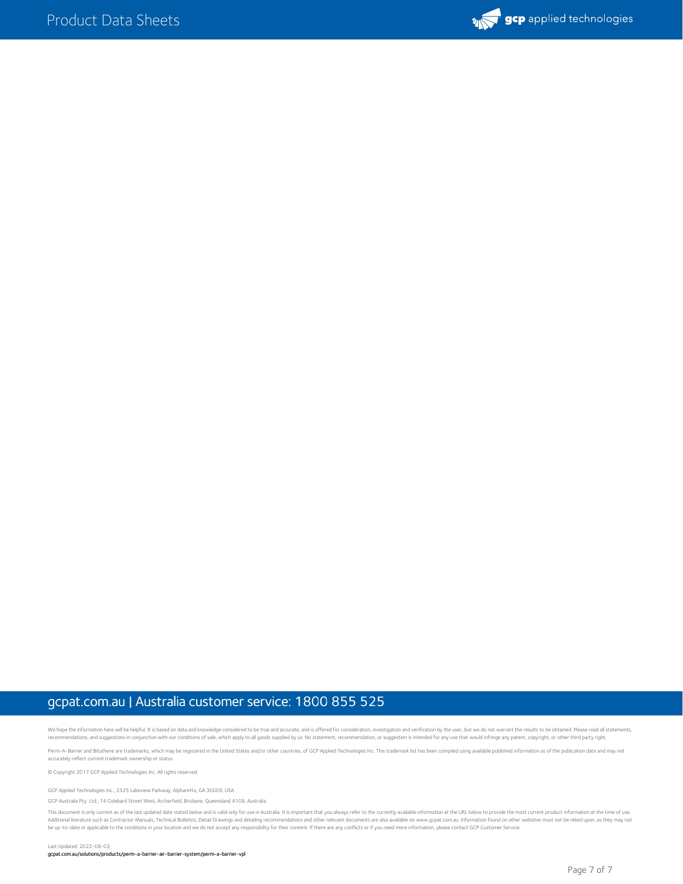gcpat.com.au | Australia customer service: 1800 855 525

We hope the information here will be helpful. It is based on data and knowledge considered to be true and accurate, and is offered for consideration, investigation and verification by the user, but we do not warrant the results to be obtained. Please read all statements, recommendations, and suggestions in conjunction with our conditions of sale, which apply to all goods supplied by us. No statement, recommendation, or suggestion is intended for any use that would infringe any patent, copyright, or other third party right.

Perm-A-Barrier and Bituthene are trademarks, which may be registered in the United States and/or other countries, of GCP Applied Technologies Inc. This trademark list has been compiled using available published information as of the publication date and may not accurately reflect current trademark ownership or status.

© Copyright 2017 GCP Applied Technologies Inc. All rights reserved.

GCP Applied Technologies Inc., 2325 Lakeview Parkway, Alpharetta, GA 30009, USA

GCP Australia Pty. Ltd., 14 Colebard Street West, Archerfield, Brisbane, Queensland 4108, Australia

This document is only current as of the last updated date stated below and is valid only for use in Australia. It is important that you always refer to the currently available information at the URL below to provide the most current product information at the time of use. Additional literature such as Contractor Manuals, Technical Bulletins, Detail Drawings and detailing recommendations and other relevant documents are also available on www.gcpat.com.au. Information found on other websites must not be relied upon, as they may not be up-to-date or applicable to the conditions in your location and we do not accept any responsibility for their content. If there are any conflicts or if you need more information, please contact GCP Customer Service.

Last Updated: 2022-06-03

gcpat.com.au/solutions/products/perm-a-barrier-air-barrier-system/perm-a-barrier-vpl